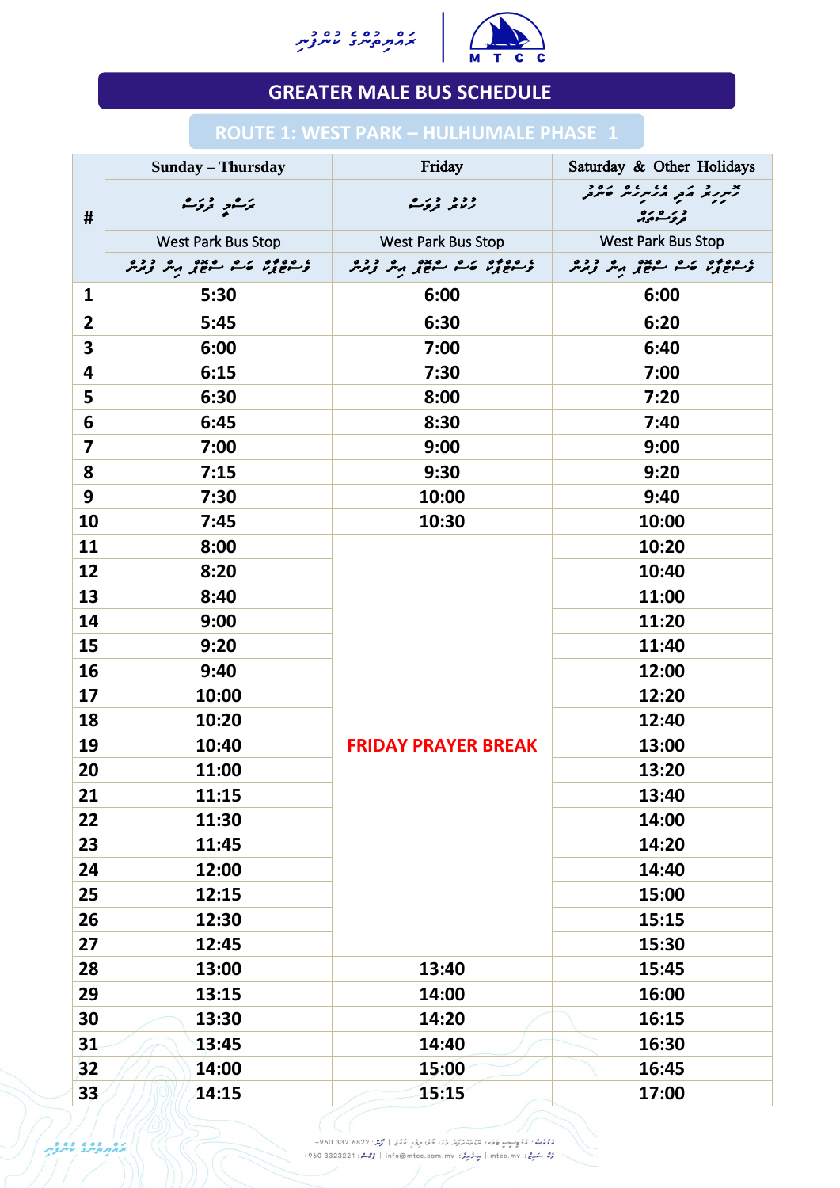# GREATER MALE BUS SCHEDULE

## ROUTE 1: WEST PARK – HULHUMALE PHASE 1

| # | Sunday – Thursday | Friday | Saturday & Other Holidays |
|---|---|---|---|
| | West Park Bus Stop | West Park Bus Stop | West Park Bus Stop |
| 1 | 5:30 | 6:00 | 6:00 |
| 2 | 5:45 | 6:30 | 6:20 |
| 3 | 6:00 | 7:00 | 6:40 |
| 4 | 6:15 | 7:30 | 7:00 |
| 5 | 6:30 | 8:00 | 7:20 |
| 6 | 6:45 | 8:30 | 7:40 |
| 7 | 7:00 | 9:00 | 9:00 |
| 8 | 7:15 | 9:30 | 9:20 |
| 9 | 7:30 | 10:00 | 9:40 |
| 10 | 7:45 | 10:30 | 10:00 |
| 11 | 8:00 | | 10:20 |
| 12 | 8:20 | | 10:40 |
| 13 | 8:40 | | 11:00 |
| 14 | 9:00 | | 11:20 |
| 15 | 9:20 | | 11:40 |
| 16 | 9:40 | | 12:00 |
| 17 | 10:00 | | 12:20 |
| 18 | 10:20 | | 12:40 |
| 19 | 10:40 | **FRIDAY PRAYER BREAK** | 13:00 |
| 20 | 11:00 | | 13:20 |
| 21 | 11:15 | | 13:40 |
| 22 | 11:30 | | 14:00 |
| 23 | 11:45 | | 14:20 |
| 24 | 12:00 | | 14:40 |
| 25 | 12:15 | | 15:00 |
| 26 | 12:30 | | 15:15 |
| 27 | 12:45 | | 15:30 |
| 28 | 13:00 | 13:40 | 15:45 |
| 29 | 13:15 | 14:00 | 16:00 |
| 30 | 13:30 | 14:20 | 16:15 |
| 31 | 13:45 | 14:40 | 16:30 |
| 32 | 14:00 | 15:00 | 16:45 |
| 33 | 14:15 | 15:15 | 17:00 |

+960 332 6822 | +960 3323221 | info@mtcc.com.mv | mtcc.mv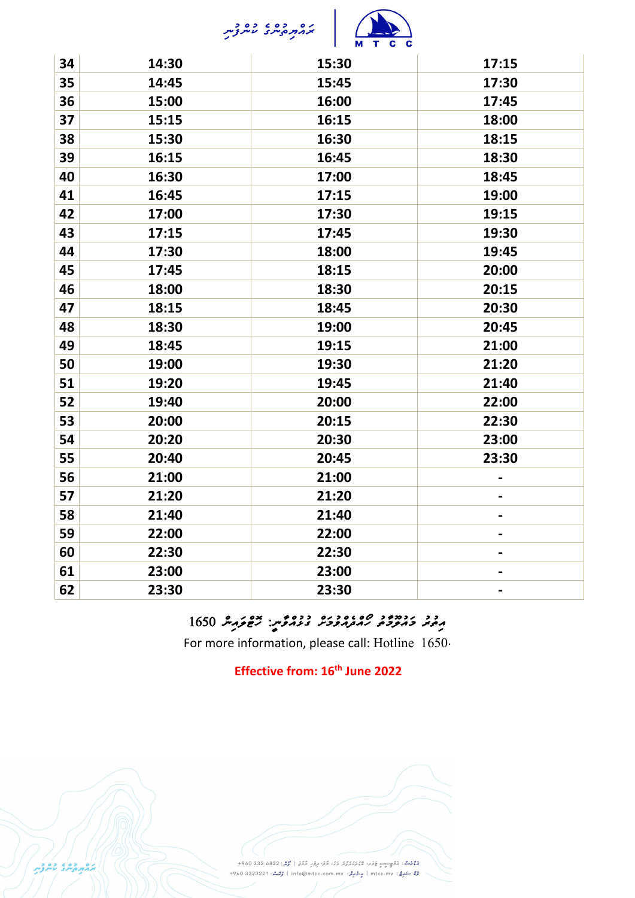| | | | |
|---|---|---|---|
| **34** | **14:30** | **15:30** | **17:15** |
| **35** | **14:45** | **15:45** | **17:30** |
| **36** | **15:00** | **16:00** | **17:45** |
| **37** | **15:15** | **16:15** | **18:00** |
| **38** | **15:30** | **16:30** | **18:15** |
| **39** | **16:15** | **16:45** | **18:30** |
| **40** | **16:30** | **17:00** | **18:45** |
| **41** | **16:45** | **17:15** | **19:00** |
| **42** | **17:00** | **17:30** | **19:15** |
| **43** | **17:15** | **17:45** | **19:30** |
| **44** | **17:30** | **18:00** | **19:45** |
| **45** | **17:45** | **18:15** | **20:00** |
| **46** | **18:00** | **18:30** | **20:15** |
| **47** | **18:15** | **18:45** | **20:30** |
| **48** | **18:30** | **19:00** | **20:45** |
| **49** | **18:45** | **19:15** | **21:00** |
| **50** | **19:00** | **19:30** | **21:20** |
| **51** | **19:20** | **19:45** | **21:40** |
| **52** | **19:40** | **20:00** | **22:00** |
| **53** | **20:00** | **20:15** | **22:30** |
| **54** | **20:20** | **20:30** | **23:00** |
| **55** | **20:40** | **20:45** | **23:30** |
| **56** | **21:00** | **21:00** | **-** |
| **57** | **21:20** | **21:20** | **-** |
| **58** | **21:40** | **21:40** | **-** |
| **59** | **22:00** | **22:00** | **-** |
| **60** | **22:30** | **22:30** | **-** |
| **61** | **23:00** | **23:00** | **-** |
| **62** | **23:30** | **23:30** | **-** |

އިތުރު މަޢުލޫމާތު ހޯދުމަށްފަހަރު ގުޅުއްވާނީ: ހޮޓްލައިން 1650

For more information, please call: Hotline 1650.

**Effective from: 16th June 2022**